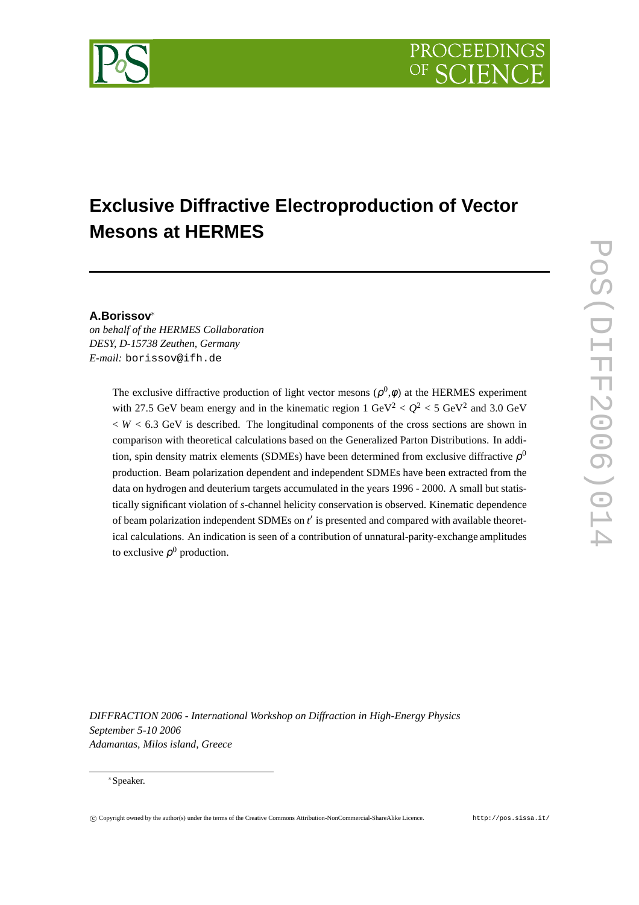# Exclusive Diffractive Electroproduction of Vector Mesons at HERMES

**A.Borissov**[*]
*on behalf of the HERMES Collaboration*
*DESY, D-15738 Zeuthen, Germany*
*E-mail:* borissov@ifh.de

The exclusive diffractive production of light vector mesons ($\rho^0$,$\phi$) at the HERMES experiment with 27.5 GeV beam energy and in the kinematic region 1 GeV$^2$ < $Q^2$ < 5 GeV$^2$ and 3.0 GeV < $W$ < 6.3 GeV is described. The longitudinal components of the cross sections are shown in comparison with theoretical calculations based on the Generalized Parton Distributions. In addition, spin density matrix elements (SDMEs) have been determined from exclusive diffractive $\rho^0$ production. Beam polarization dependent and independent SDMEs have been extracted from the data on hydrogen and deuterium targets accumulated in the years 1996 - 2000. A small but statistically significant violation of $s$-channel helicity conservation is observed. Kinematic dependence of beam polarization independent SDMEs on $t'$ is presented and compared with available theoretical calculations. An indication is seen of a contribution of unnatural-parity-exchange amplitudes to exclusive $\rho^0$ production.

*DIFFRACTION 2006 - International Workshop on Diffraction in High-Energy Physics*
*September 5-10 2006*
*Adamantas, Milos island, Greece*

[*]Speaker.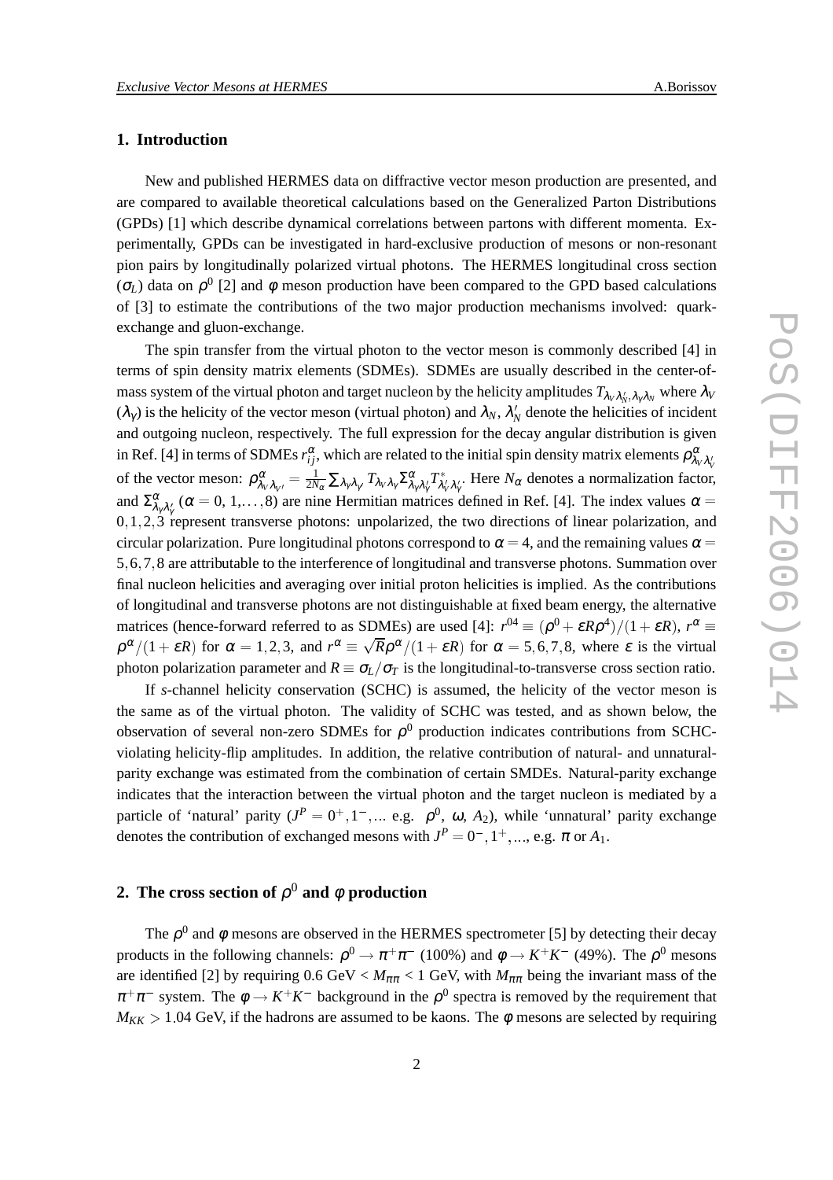## 1. Introduction

New and published HERMES data on diffractive vector meson production are presented, and are compared to available theoretical calculations based on the Generalized Parton Distributions (GPDs) [1] which describe dynamical correlations between partons with different momenta. Experimentally, GPDs can be investigated in hard-exclusive production of mesons or non-resonant pion pairs by longitudinally polarized virtual photons. The HERMES longitudinal cross section ($\sigma_L$) data on $\rho^0$ [2] and $\phi$ meson production have been compared to the GPD based calculations of [3] to estimate the contributions of the two major production mechanisms involved: quark-exchange and gluon-exchange.

The spin transfer from the virtual photon to the vector meson is commonly described [4] in terms of spin density matrix elements (SDMEs). SDMEs are usually described in the center-of-mass system of the virtual photon and target nucleon by the helicity amplitudes $T_{\lambda_V\lambda_N',\lambda_\gamma\lambda_N}$ where $\lambda_V$ ($\lambda_\gamma$) is the helicity of the vector meson (virtual photon) and $\lambda_N$, $\lambda_N'$ denote the helicities of incident and outgoing nucleon, respectively. The full expression for the decay angular distribution is given in Ref. [4] in terms of SDMEs $r_{ij}^{\alpha}$, which are related to the initial spin density matrix elements $\rho^{\alpha}_{\lambda_V\lambda_V'}$ of the vector meson: $\rho^{\alpha}_{\lambda_V\lambda_{V'}} = \frac{1}{2N_\alpha}\sum_{\lambda_\gamma\lambda_{\gamma'}} T_{\lambda_V\lambda_\gamma}\Sigma^{\alpha}_{\lambda_\gamma\lambda_\gamma'}T^*_{\lambda_V'\lambda_\gamma'}$. Here $N_\alpha$ denotes a normalization factor, and $\Sigma^{\alpha}_{\lambda_\gamma\lambda_\gamma'}$ ($\alpha = 0, 1, \ldots, 8$) are nine Hermitian matrices defined in Ref. [4]. The index values $\alpha = 0, 1, 2, 3$ represent transverse photons: unpolarized, the two directions of linear polarization, and circular polarization. Pure longitudinal photons correspond to $\alpha = 4$, and the remaining values $\alpha = 5, 6, 7, 8$ are attributable to the interference of longitudinal and transverse photons. Summation over final nucleon helicities and averaging over initial proton helicities is implied. As the contributions of longitudinal and transverse photons are not distinguishable at fixed beam energy, the alternative matrices (hence-forward referred to as SDMEs) are used [4]: $r^{04} \equiv (\rho^0 + \varepsilon R\rho^4)/(1+\varepsilon R)$, $r^{\alpha} \equiv \rho^{\alpha}/(1+\varepsilon R)$ for $\alpha = 1, 2, 3$, and $r^{\alpha} \equiv \sqrt{R}\rho^{\alpha}/(1+\varepsilon R)$ for $\alpha = 5, 6, 7, 8$, where $\varepsilon$ is the virtual photon polarization parameter and $R \equiv \sigma_L/\sigma_T$ is the longitudinal-to-transverse cross section ratio.

If *s*-channel helicity conservation (SCHC) is assumed, the helicity of the vector meson is the same as of the virtual photon. The validity of SCHC was tested, and as shown below, the observation of several non-zero SDMEs for $\rho^0$ production indicates contributions from SCHC-violating helicity-flip amplitudes. In addition, the relative contribution of natural- and unnatural-parity exchange was estimated from the combination of certain SMDEs. Natural-parity exchange indicates that the interaction between the virtual photon and the target nucleon is mediated by a particle of 'natural' parity ($J^P = 0^+, 1^-, \ldots$ e.g. $\rho^0$, $\omega$, $A_2$), while 'unnatural' parity exchange denotes the contribution of exchanged mesons with $J^P = 0^-, 1^+, \ldots$, e.g. $\pi$ or $A_1$.

## 2. The cross section of $\rho^0$ and $\phi$ production

The $\rho^0$ and $\phi$ mesons are observed in the HERMES spectrometer [5] by detecting their decay products in the following channels: $\rho^0 \to \pi^+\pi^-$ (100%) and $\phi \to K^+K^-$ (49%). The $\rho^0$ mesons are identified [2] by requiring 0.6 GeV < $M_{\pi\pi}$ < 1 GeV, with $M_{\pi\pi}$ being the invariant mass of the $\pi^+\pi^-$ system. The $\phi \to K^+K^-$ background in the $\rho^0$ spectra is removed by the requirement that $M_{KK} > 1.04$ GeV, if the hadrons are assumed to be kaons. The $\phi$ mesons are selected by requiring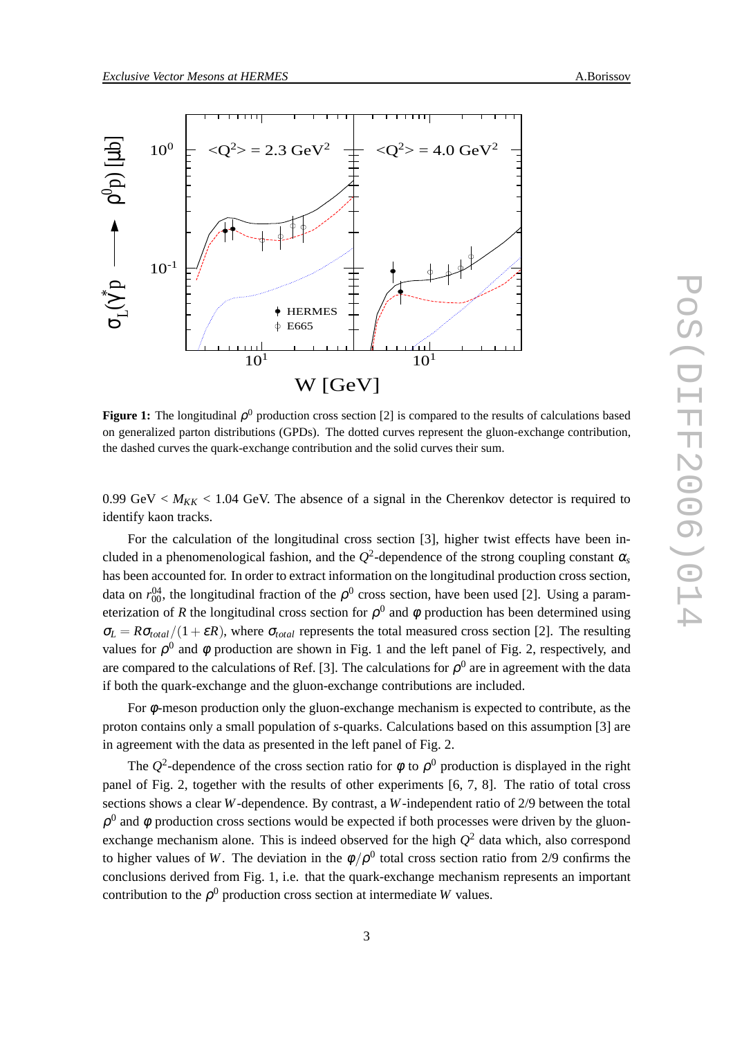**Figure 1:** The longitudinal $\rho^0$ production cross section [2] is compared to the results of calculations based on generalized parton distributions (GPDs). The dotted curves represent the gluon-exchange contribution, the dashed curves the quark-exchange contribution and the solid curves their sum.

0.99 GeV < $M_{KK}$ < 1.04 GeV. The absence of a signal in the Cherenkov detector is required to identify kaon tracks.

For the calculation of the longitudinal cross section [3], higher twist effects have been included in a phenomenological fashion, and the $Q^2$-dependence of the strong coupling constant $\alpha_s$ has been accounted for. In order to extract information on the longitudinal production cross section, data on $r^{04}_{00}$, the longitudinal fraction of the $\rho^0$ cross section, have been used [2]. Using a parameterization of $R$ the longitudinal cross section for $\rho^0$ and $\phi$ production has been determined using $\sigma_L = R\sigma_{total}/(1+\varepsilon R)$, where $\sigma_{total}$ represents the total measured cross section [2]. The resulting values for $\rho^0$ and $\phi$ production are shown in Fig. 1 and the left panel of Fig. 2, respectively, and are compared to the calculations of Ref. [3]. The calculations for $\rho^0$ are in agreement with the data if both the quark-exchange and the gluon-exchange contributions are included.

For $\phi$-meson production only the gluon-exchange mechanism is expected to contribute, as the proton contains only a small population of $s$-quarks. Calculations based on this assumption [3] are in agreement with the data as presented in the left panel of Fig. 2.

The $Q^2$-dependence of the cross section ratio for $\phi$ to $\rho^0$ production is displayed in the right panel of Fig. 2, together with the results of other experiments [6, 7, 8]. The ratio of total cross sections shows a clear $W$-dependence. By contrast, a $W$-independent ratio of 2/9 between the total $\rho^0$ and $\phi$ production cross sections would be expected if both processes were driven by the gluon-exchange mechanism alone. This is indeed observed for the high $Q^2$ data which, also correspond to higher values of $W$. The deviation in the $\phi/\rho^0$ total cross section ratio from 2/9 confirms the conclusions derived from Fig. 1, i.e. that the quark-exchange mechanism represents an important contribution to the $\rho^0$ production cross section at intermediate $W$ values.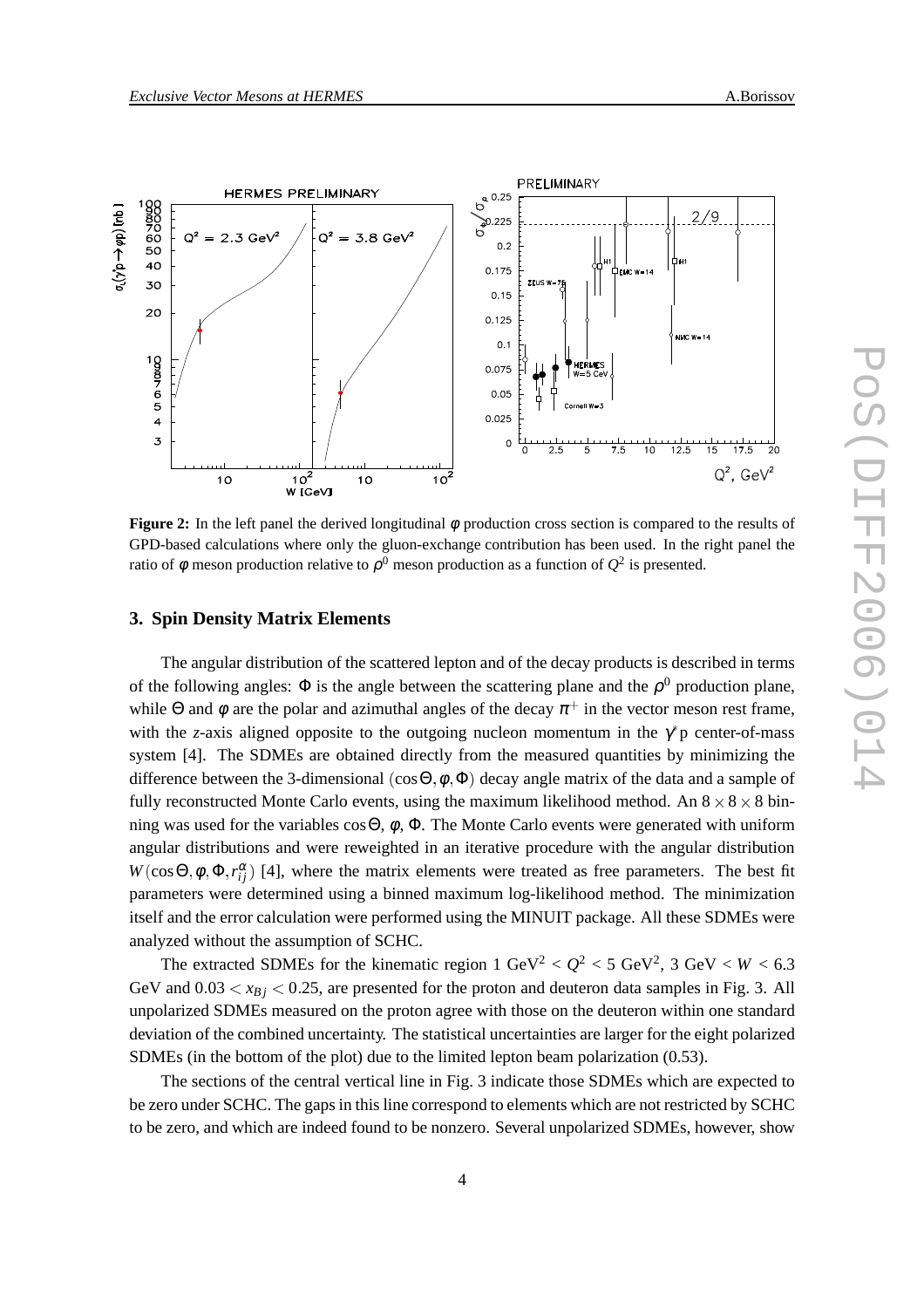**Figure 2:** In the left panel the derived longitudinal $\phi$ production cross section is compared to the results of GPD-based calculations where only the gluon-exchange contribution has been used. In the right panel the ratio of $\phi$ meson production relative to $\rho^0$ meson production as a function of $Q^2$ is presented.

## 3. Spin Density Matrix Elements

The angular distribution of the scattered lepton and of the decay products is described in terms of the following angles: $\Phi$ is the angle between the scattering plane and the $\rho^0$ production plane, while $\Theta$ and $\phi$ are the polar and azimuthal angles of the decay $\pi^+$ in the vector meson rest frame, with the *z*-axis aligned opposite to the outgoing nucleon momentum in the $\gamma^*$p center-of-mass system [4]. The SDMEs are obtained directly from the measured quantities by minimizing the difference between the 3-dimensional $(\cos\Theta, \phi, \Phi)$ decay angle matrix of the data and a sample of fully reconstructed Monte Carlo events, using the maximum likelihood method. An $8\times8\times8$ binning was used for the variables $\cos\Theta$, $\phi$, $\Phi$. The Monte Carlo events were generated with uniform angular distributions and were reweighted in an iterative procedure with the angular distribution $W(\cos\Theta, \phi, \Phi, r^{\alpha}_{ij})$ [4], where the matrix elements were treated as free parameters. The best fit parameters were determined using a binned maximum log-likelihood method. The minimization itself and the error calculation were performed using the MINUIT package. All these SDMEs were analyzed without the assumption of SCHC.

The extracted SDMEs for the kinematic region 1 GeV$^2$ < $Q^2$ < 5 GeV$^2$, 3 GeV < $W$ < 6.3 GeV and $0.03 < x_{Bj} < 0.25$, are presented for the proton and deuteron data samples in Fig. 3. All unpolarized SDMEs measured on the proton agree with those on the deuteron within one standard deviation of the combined uncertainty. The statistical uncertainties are larger for the eight polarized SDMEs (in the bottom of the plot) due to the limited lepton beam polarization (0.53).

The sections of the central vertical line in Fig. 3 indicate those SDMEs which are expected to be zero under SCHC. The gaps in this line correspond to elements which are not restricted by SCHC to be zero, and which are indeed found to be nonzero. Several unpolarized SDMEs, however, show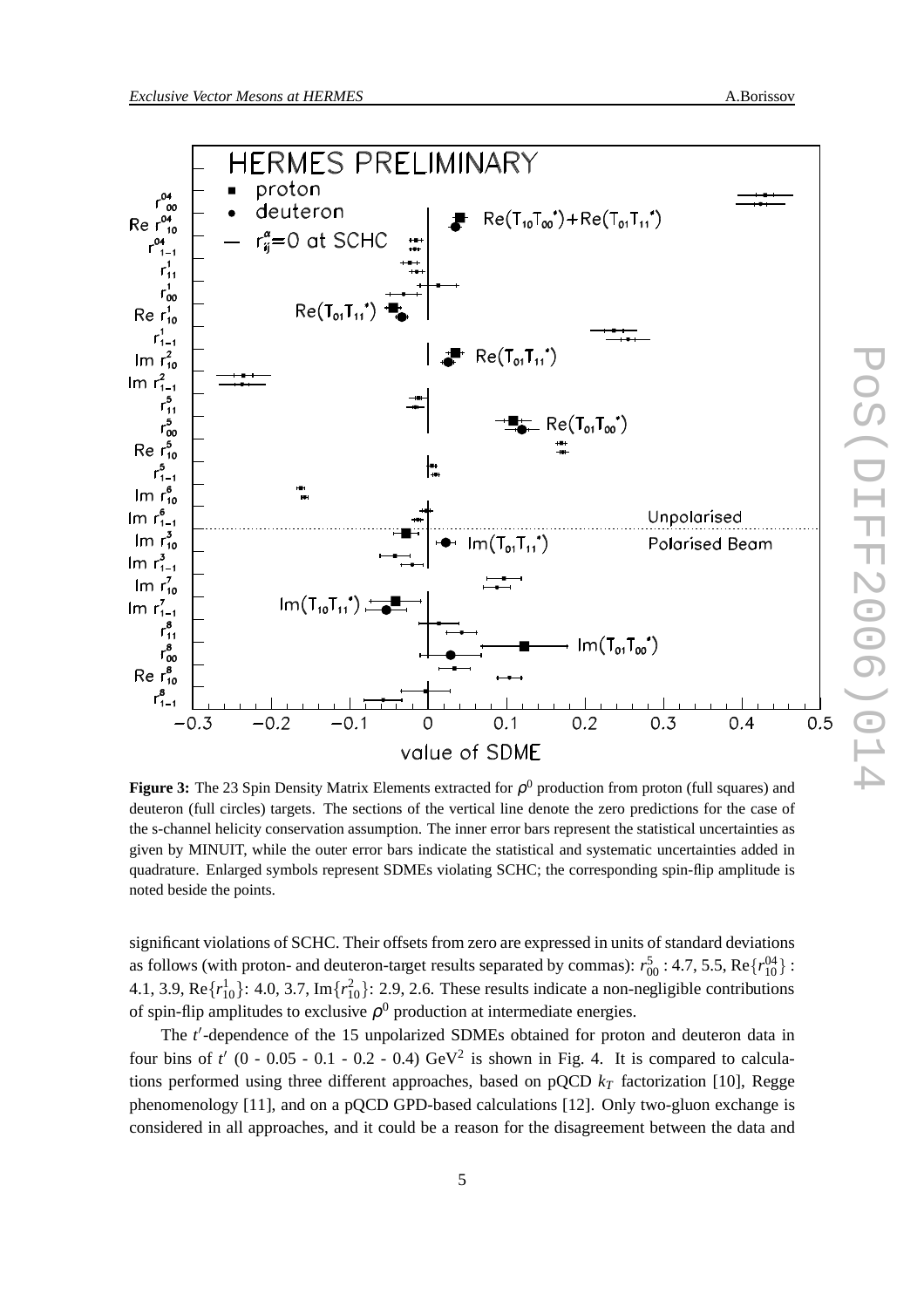**Figure 3:** The 23 Spin Density Matrix Elements extracted for $\rho^0$ production from proton (full squares) and deuteron (full circles) targets. The sections of the vertical line denote the zero predictions for the case of the s-channel helicity conservation assumption. The inner error bars represent the statistical uncertainties as given by MINUIT, while the outer error bars indicate the statistical and systematic uncertainties added in quadrature. Enlarged symbols represent SDMEs violating SCHC; the corresponding spin-flip amplitude is noted beside the points.

significant violations of SCHC. Their offsets from zero are expressed in units of standard deviations as follows (with proton- and deuteron-target results separated by commas): $r^5_{00}$ : 4.7, 5.5, $\mathrm{Re}\{r^{04}_{10}\}$ : 4.1, 3.9, $\mathrm{Re}\{r^1_{10}\}$: 4.0, 3.7, $\mathrm{Im}\{r^2_{10}\}$: 2.9, 2.6. These results indicate a non-negligible contributions of spin-flip amplitudes to exclusive $\rho^0$ production at intermediate energies.

The $t'$-dependence of the 15 unpolarized SDMEs obtained for proton and deuteron data in four bins of $t'$ (0 - 0.05 - 0.1 - 0.2 - 0.4) GeV$^2$ is shown in Fig. 4. It is compared to calculations performed using three different approaches, based on pQCD $k_T$ factorization [10], Regge phenomenology [11], and on a pQCD GPD-based calculations [12]. Only two-gluon exchange is considered in all approaches, and it could be a reason for the disagreement between the data and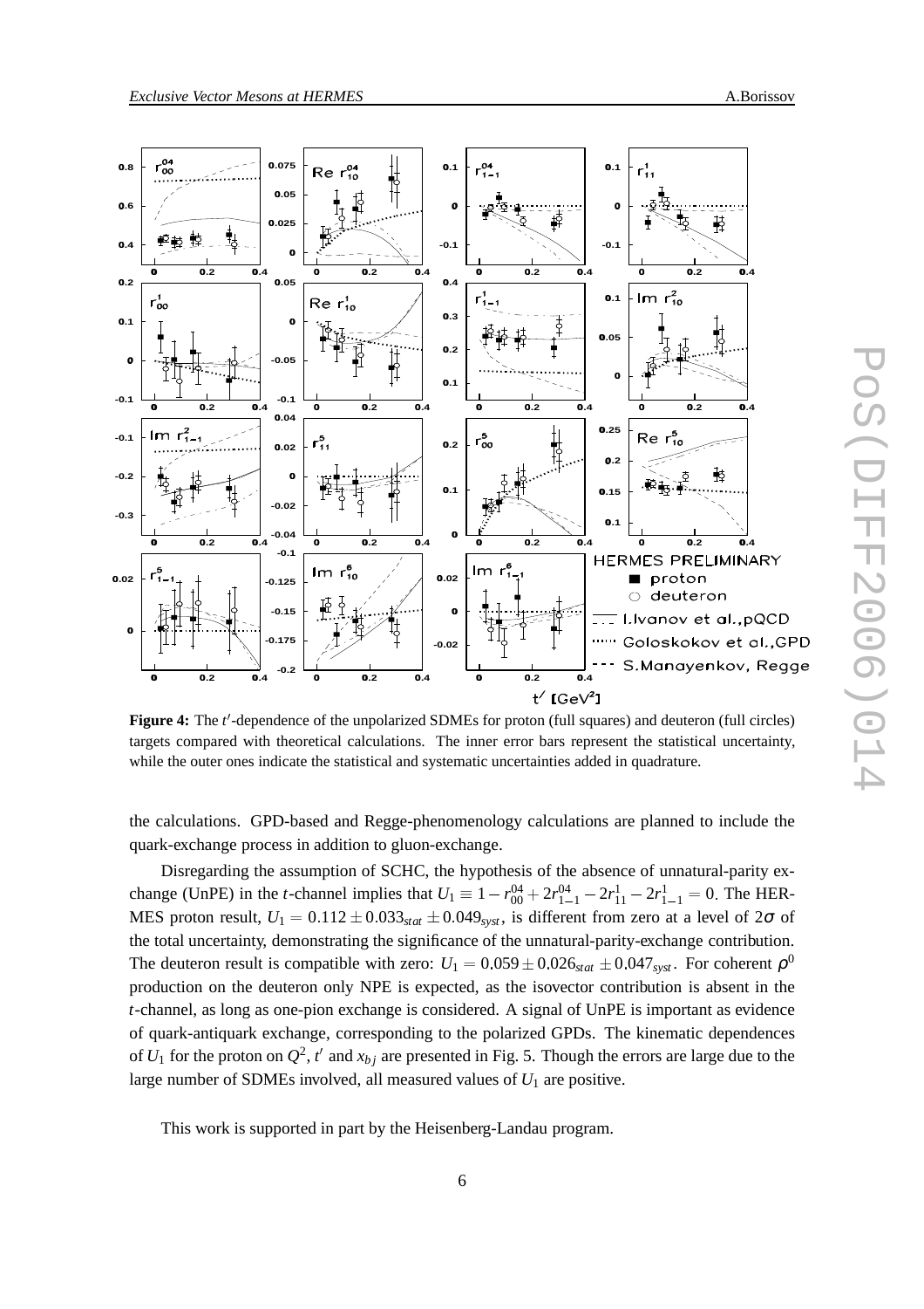**Figure 4:** The $t'$-dependence of the unpolarized SDMEs for proton (full squares) and deuteron (full circles) targets compared with theoretical calculations. The inner error bars represent the statistical uncertainty, while the outer ones indicate the statistical and systematic uncertainties added in quadrature.

the calculations. GPD-based and Regge-phenomenology calculations are planned to include the quark-exchange process in addition to gluon-exchange.

Disregarding the assumption of SCHC, the hypothesis of the absence of unnatural-parity exchange (UnPE) in the $t$-channel implies that $U_1 \equiv 1 - r^{04}_{00} + 2r^{04}_{1-1} - 2r^{1}_{11} - 2r^{1}_{1-1} = 0$. The HERMES proton result, $U_1 = 0.112 \pm 0.033_{stat} \pm 0.049_{syst}$, is different from zero at a level of $2\sigma$ of the total uncertainty, demonstrating the significance of the unnatural-parity-exchange contribution. The deuteron result is compatible with zero: $U_1 = 0.059 \pm 0.026_{stat} \pm 0.047_{syst}$. For coherent $\rho^0$ production on the deuteron only NPE is expected, as the isovector contribution is absent in the $t$-channel, as long as one-pion exchange is considered. A signal of UnPE is important as evidence of quark-antiquark exchange, corresponding to the polarized GPDs. The kinematic dependences of $U_1$ for the proton on $Q^2$, $t'$ and $x_{bj}$ are presented in Fig. 5. Though the errors are large due to the large number of SDMEs involved, all measured values of $U_1$ are positive.

This work is supported in part by the Heisenberg-Landau program.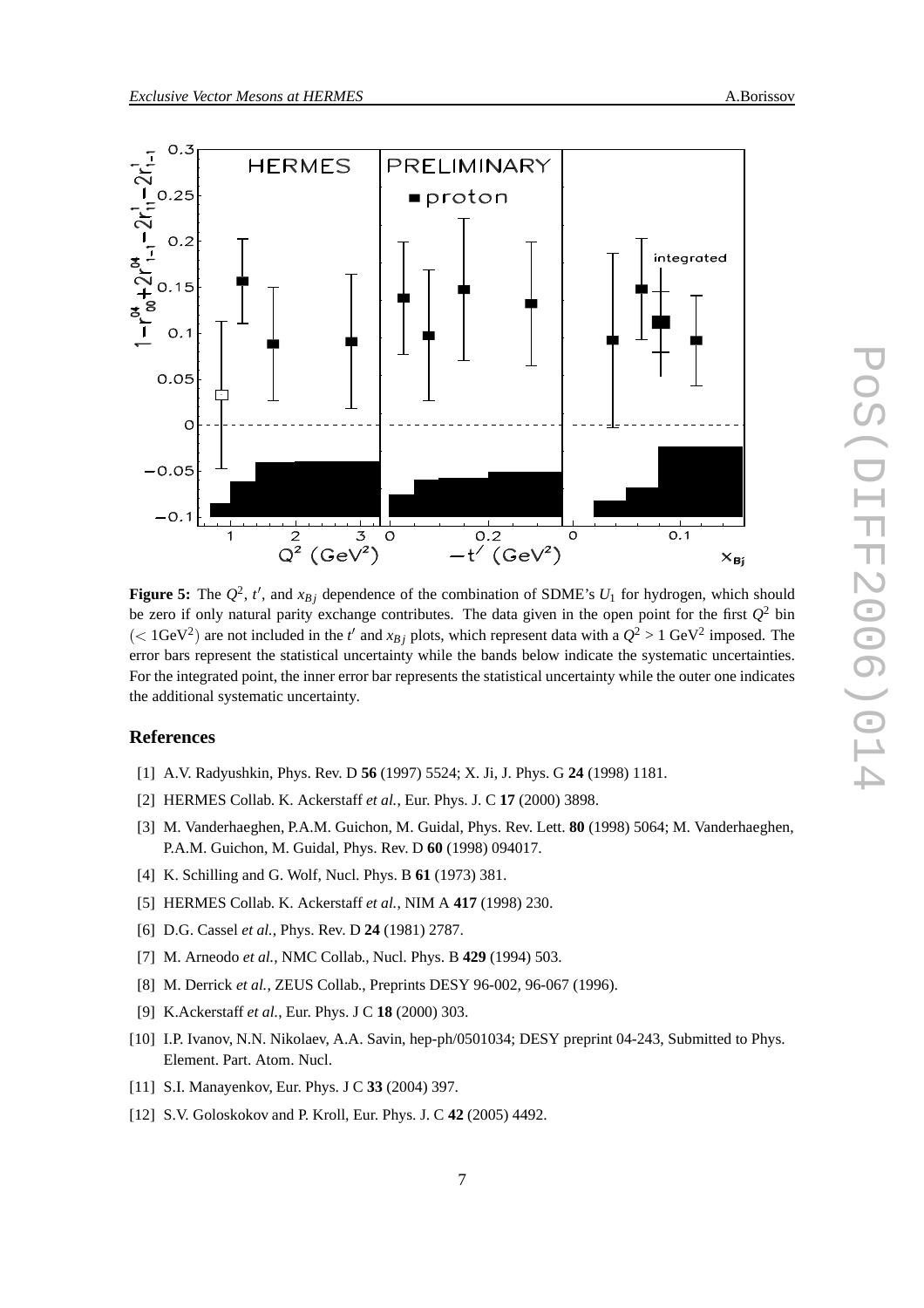HERMES PRELIMINARY

■ proton

integrated

$1-r^{04}_{00}+2r^{04}_{1-1}-2r^{1}_{11}-2r^{1}_{1-1}$

0.3
0.25
0.2
0.15
0.1
0.05
0
−0.05
−0.1

1 2 3
$Q^2$ (GeV$^2$)

0 0.2
$-t'$ (GeV$^2$)

0 0.1
$x_{Bj}$

**Figure 5:** The $Q^2$, $t'$, and $x_{Bj}$ dependence of the combination of SDME's $U_1$ for hydrogen, which should be zero if only natural parity exchange contributes. The data given in the open point for the first $Q^2$ bin ($< 1\text{GeV}^2$) are not included in the $t'$ and $x_{Bj}$ plots, which represent data with a $Q^2 > 1$ GeV$^2$ imposed. The error bars represent the statistical uncertainty while the bands below indicate the systematic uncertainties. For the integrated point, the inner error bar represents the statistical uncertainty while the outer one indicates the additional systematic uncertainty.

## References

[1] A.V. Radyushkin, Phys. Rev. D **56** (1997) 5524; X. Ji, J. Phys. G **24** (1998) 1181.

[2] HERMES Collab. K. Ackerstaff *et al.*, Eur. Phys. J. C **17** (2000) 3898.

[3] M. Vanderhaeghen, P.A.M. Guichon, M. Guidal, Phys. Rev. Lett. **80** (1998) 5064; M. Vanderhaeghen, P.A.M. Guichon, M. Guidal, Phys. Rev. D **60** (1998) 094017.

[4] K. Schilling and G. Wolf, Nucl. Phys. B **61** (1973) 381.

[5] HERMES Collab. K. Ackerstaff *et al.*, NIM A **417** (1998) 230.

[6] D.G. Cassel *et al.*, Phys. Rev. D **24** (1981) 2787.

[7] M. Arneodo *et al.*, NMC Collab., Nucl. Phys. B **429** (1994) 503.

[8] M. Derrick *et al.*, ZEUS Collab., Preprints DESY 96-002, 96-067 (1996).

[9] K.Ackerstaff *et al.*, Eur. Phys. J C **18** (2000) 303.

[10] I.P. Ivanov, N.N. Nikolaev, A.A. Savin, hep-ph/0501034; DESY preprint 04-243, Submitted to Phys. Element. Part. Atom. Nucl.

[11] S.I. Manayenkov, Eur. Phys. J C **33** (2004) 397.

[12] S.V. Goloskokov and P. Kroll, Eur. Phys. J. C **42** (2005) 4492.